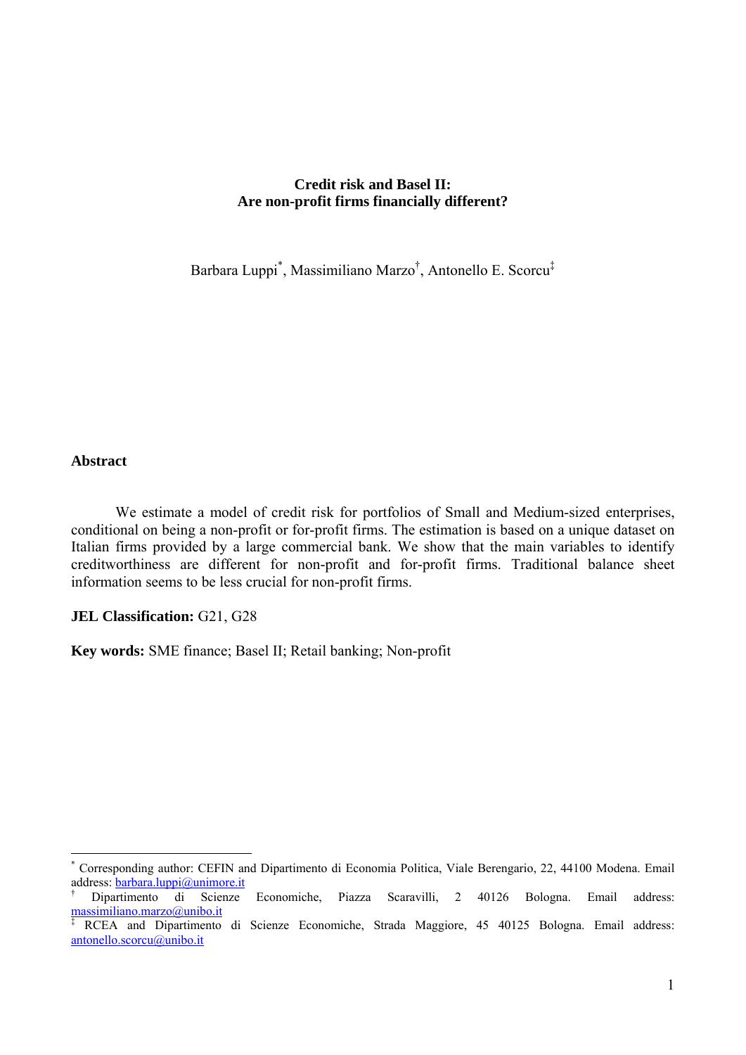# Credit risk and Basel II: Are non-profit firms financially different?

Barbara Luppi[*], Massimiliano Marzo[†], Antonello E. Scorcu[‡]

## Abstract

We estimate a model of credit risk for portfolios of Small and Medium-sized enterprises, conditional on being a non-profit or for-profit firms. The estimation is based on a unique dataset on Italian firms provided by a large commercial bank. We show that the main variables to identify creditworthiness are different for non-profit and for-profit firms. Traditional balance sheet information seems to be less crucial for non-profit firms.

**JEL Classification:** G21, G28

**Key words:** SME finance; Basel II; Retail banking; Non-profit

---

[*] Corresponding author: CEFIN and Dipartimento di Economia Politica, Viale Berengario, 22, 44100 Modena. Email address: barbara.luppi@unimore.it

[†] Dipartimento di Scienze Economiche, Piazza Scaravilli, 2 40126 Bologna. Email address: massimiliano.marzo@unibo.it

[‡] RCEA and Dipartimento di Scienze Economiche, Strada Maggiore, 45 40125 Bologna. Email address: antonello.scorcu@unibo.it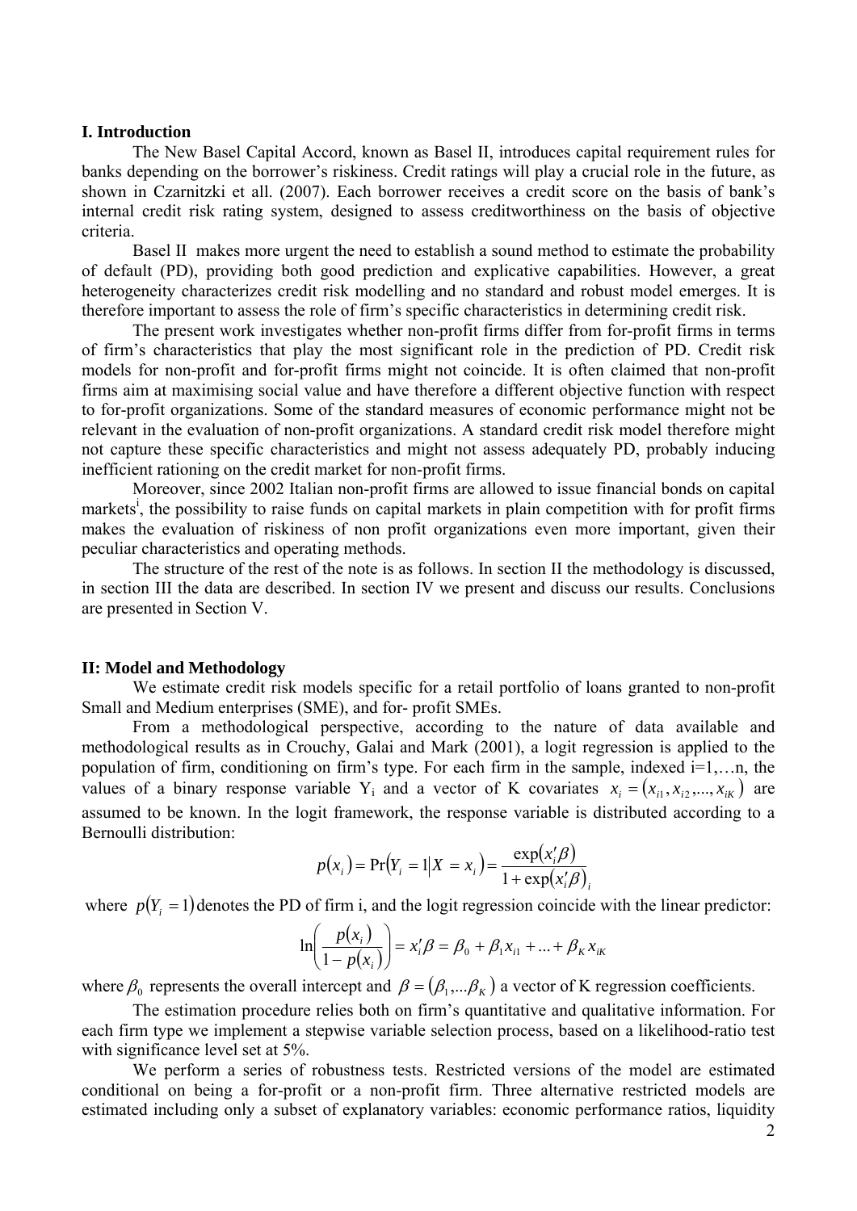## I. Introduction

The New Basel Capital Accord, known as Basel II, introduces capital requirement rules for banks depending on the borrower's riskiness. Credit ratings will play a crucial role in the future, as shown in Czarnitzki et all. (2007). Each borrower receives a credit score on the basis of bank's internal credit risk rating system, designed to assess creditworthiness on the basis of objective criteria.

Basel II makes more urgent the need to establish a sound method to estimate the probability of default (PD), providing both good prediction and explicative capabilities. However, a great heterogeneity characterizes credit risk modelling and no standard and robust model emerges. It is therefore important to assess the role of firm's specific characteristics in determining credit risk.

The present work investigates whether non-profit firms differ from for-profit firms in terms of firm's characteristics that play the most significant role in the prediction of PD. Credit risk models for non-profit and for-profit firms might not coincide. It is often claimed that non-profit firms aim at maximising social value and have therefore a different objective function with respect to for-profit organizations. Some of the standard measures of economic performance might not be relevant in the evaluation of non-profit organizations. A standard credit risk model therefore might not capture these specific characteristics and might not assess adequately PD, probably inducing inefficient rationing on the credit market for non-profit firms.

Moreover, since 2002 Italian non-profit firms are allowed to issue financial bonds on capital markets[i], the possibility to raise funds on capital markets in plain competition with for profit firms makes the evaluation of riskiness of non profit organizations even more important, given their peculiar characteristics and operating methods.

The structure of the rest of the note is as follows. In section II the methodology is discussed, in section III the data are described. In section IV we present and discuss our results. Conclusions are presented in Section V.

## II: Model and Methodology

We estimate credit risk models specific for a retail portfolio of loans granted to non-profit Small and Medium enterprises (SME), and for- profit SMEs.

From a methodological perspective, according to the nature of data available and methodological results as in Crouchy, Galai and Mark (2001), a logit regression is applied to the population of firm, conditioning on firm's type. For each firm in the sample, indexed i=1,…n, the values of a binary response variable $Y_i$ and a vector of K covariates $x_i = (x_{i1}, x_{i2}, ..., x_{iK})$ are assumed to be known. In the logit framework, the response variable is distributed according to a Bernoulli distribution:

$$p(x_i) = \Pr(Y_i = 1 | X = x_i) = \frac{\exp(x_i'\beta)}{1 + \exp(x_i'\beta)_i}$$

where $p(Y_i = 1)$ denotes the PD of firm i, and the logit regression coincide with the linear predictor:

$$\ln\left(\frac{p(x_i)}{1 - p(x_i)}\right) = x_i'\beta = \beta_0 + \beta_1 x_{i1} + ... + \beta_K x_{iK}$$

where $\beta_0$ represents the overall intercept and $\beta = (\beta_1, ...\beta_K)$ a vector of K regression coefficients.

The estimation procedure relies both on firm's quantitative and qualitative information. For each firm type we implement a stepwise variable selection process, based on a likelihood-ratio test with significance level set at 5%.

We perform a series of robustness tests. Restricted versions of the model are estimated conditional on being a for-profit or a non-profit firm. Three alternative restricted models are estimated including only a subset of explanatory variables: economic performance ratios, liquidity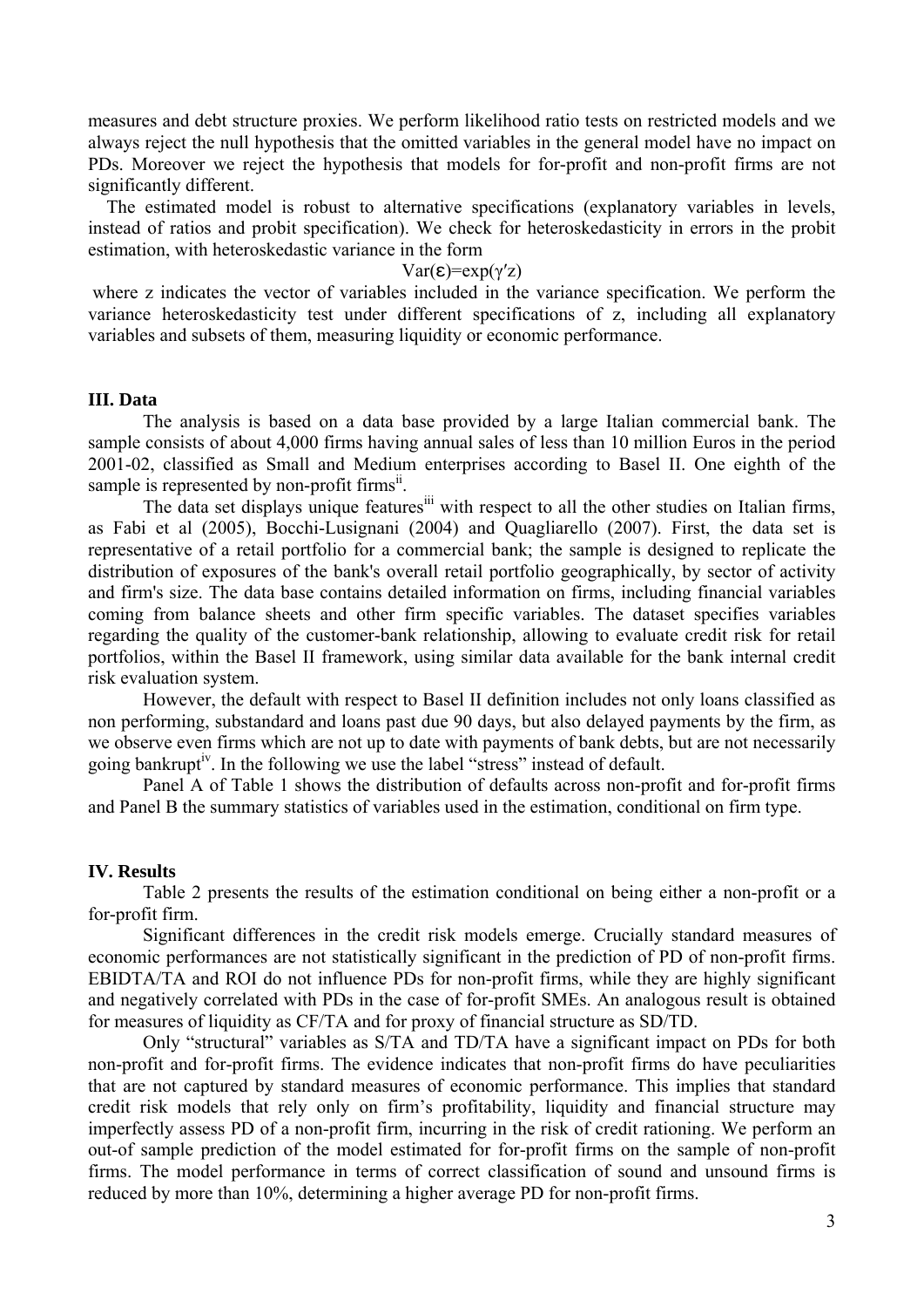measures and debt structure proxies. We perform likelihood ratio tests on restricted models and we always reject the null hypothesis that the omitted variables in the general model have no impact on PDs. Moreover we reject the hypothesis that models for for-profit and non-profit firms are not significantly different.

The estimated model is robust to alternative specifications (explanatory variables in levels, instead of ratios and probit specification). We check for heteroskedasticity in errors in the probit estimation, with heteroskedastic variance in the form

$$Var(\varepsilon)=\exp(\gamma' z)$$

where z indicates the vector of variables included in the variance specification. We perform the variance heteroskedasticity test under different specifications of z, including all explanatory variables and subsets of them, measuring liquidity or economic performance.

## III. Data

The analysis is based on a data base provided by a large Italian commercial bank. The sample consists of about 4,000 firms having annual sales of less than 10 million Euros in the period 2001-02, classified as Small and Medium enterprises according to Basel II. One eighth of the sample is represented by non-profit firms[ii].

The data set displays unique features[iii] with respect to all the other studies on Italian firms, as Fabi et al (2005), Bocchi-Lusignani (2004) and Quagliarello (2007). First, the data set is representative of a retail portfolio for a commercial bank; the sample is designed to replicate the distribution of exposures of the bank's overall retail portfolio geographically, by sector of activity and firm's size. The data base contains detailed information on firms, including financial variables coming from balance sheets and other firm specific variables. The dataset specifies variables regarding the quality of the customer-bank relationship, allowing to evaluate credit risk for retail portfolios, within the Basel II framework, using similar data available for the bank internal credit risk evaluation system.

However, the default with respect to Basel II definition includes not only loans classified as non performing, substandard and loans past due 90 days, but also delayed payments by the firm, as we observe even firms which are not up to date with payments of bank debts, but are not necessarily going bankrupt[iv]. In the following we use the label "stress" instead of default.

Panel A of Table 1 shows the distribution of defaults across non-profit and for-profit firms and Panel B the summary statistics of variables used in the estimation, conditional on firm type.

## IV. Results

Table 2 presents the results of the estimation conditional on being either a non-profit or a for-profit firm.

Significant differences in the credit risk models emerge. Crucially standard measures of economic performances are not statistically significant in the prediction of PD of non-profit firms. EBIDTA/TA and ROI do not influence PDs for non-profit firms, while they are highly significant and negatively correlated with PDs in the case of for-profit SMEs. An analogous result is obtained for measures of liquidity as CF/TA and for proxy of financial structure as SD/TD.

Only "structural" variables as S/TA and TD/TA have a significant impact on PDs for both non-profit and for-profit firms. The evidence indicates that non-profit firms do have peculiarities that are not captured by standard measures of economic performance. This implies that standard credit risk models that rely only on firm's profitability, liquidity and financial structure may imperfectly assess PD of a non-profit firm, incurring in the risk of credit rationing. We perform an out-of sample prediction of the model estimated for for-profit firms on the sample of non-profit firms. The model performance in terms of correct classification of sound and unsound firms is reduced by more than 10%, determining a higher average PD for non-profit firms.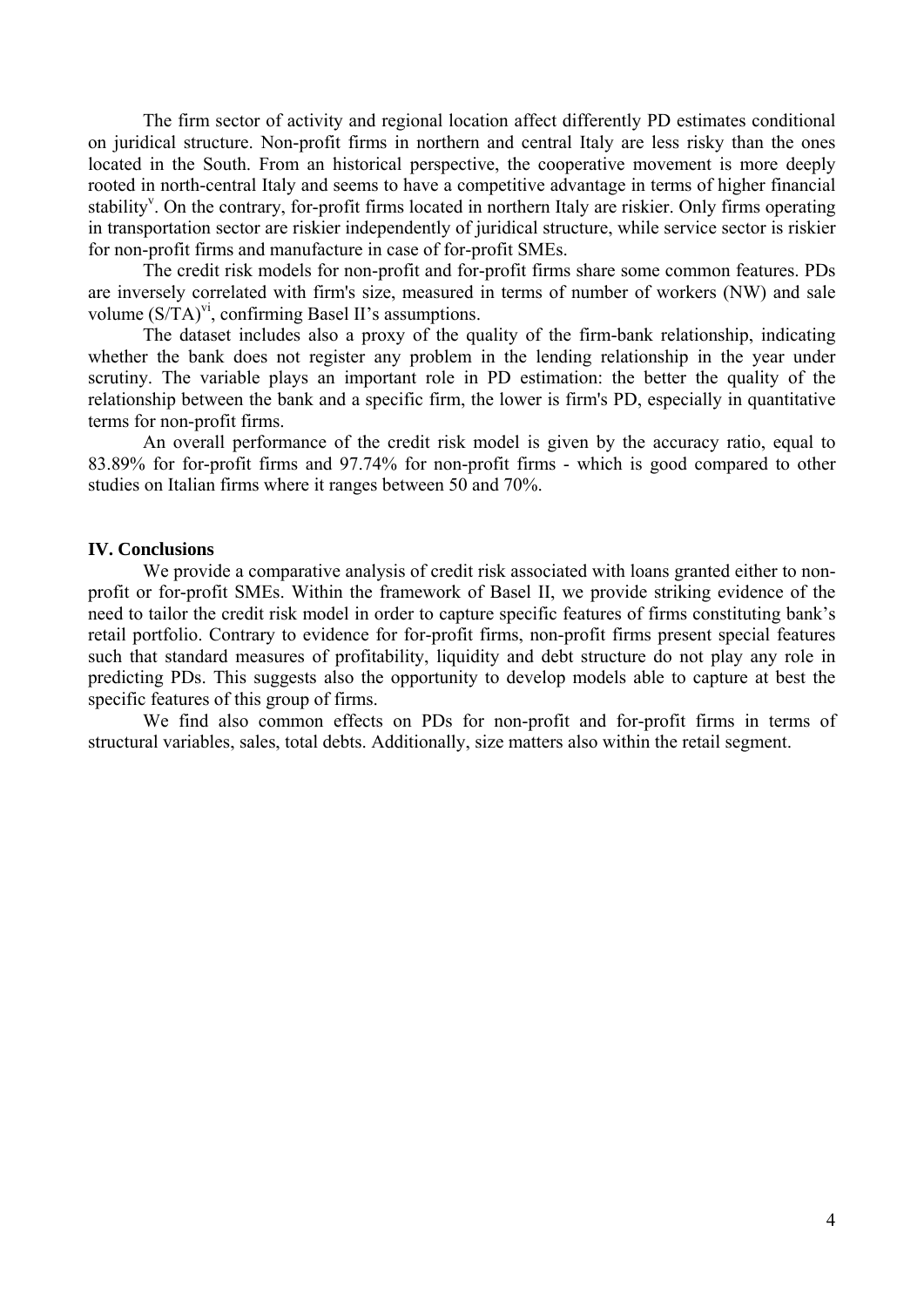The firm sector of activity and regional location affect differently PD estimates conditional on juridical structure. Non-profit firms in northern and central Italy are less risky than the ones located in the South. From an historical perspective, the cooperative movement is more deeply rooted in north-central Italy and seems to have a competitive advantage in terms of higher financial stability[v]. On the contrary, for-profit firms located in northern Italy are riskier. Only firms operating in transportation sector are riskier independently of juridical structure, while service sector is riskier for non-profit firms and manufacture in case of for-profit SMEs.

The credit risk models for non-profit and for-profit firms share some common features. PDs are inversely correlated with firm's size, measured in terms of number of workers (NW) and sale volume (S/TA)[vi], confirming Basel II's assumptions.

The dataset includes also a proxy of the quality of the firm-bank relationship, indicating whether the bank does not register any problem in the lending relationship in the year under scrutiny. The variable plays an important role in PD estimation: the better the quality of the relationship between the bank and a specific firm, the lower is firm's PD, especially in quantitative terms for non-profit firms.

An overall performance of the credit risk model is given by the accuracy ratio, equal to 83.89% for for-profit firms and 97.74% for non-profit firms - which is good compared to other studies on Italian firms where it ranges between 50 and 70%.

## IV. Conclusions

We provide a comparative analysis of credit risk associated with loans granted either to non-profit or for-profit SMEs. Within the framework of Basel II, we provide striking evidence of the need to tailor the credit risk model in order to capture specific features of firms constituting bank's retail portfolio. Contrary to evidence for for-profit firms, non-profit firms present special features such that standard measures of profitability, liquidity and debt structure do not play any role in predicting PDs. This suggests also the opportunity to develop models able to capture at best the specific features of this group of firms.

We find also common effects on PDs for non-profit and for-profit firms in terms of structural variables, sales, total debts. Additionally, size matters also within the retail segment.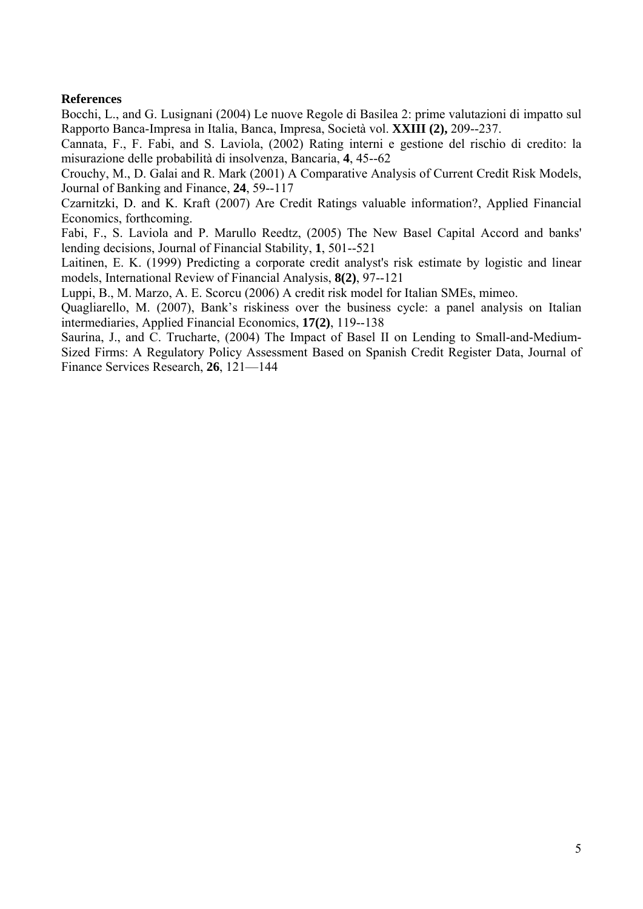**References**

Bocchi, L., and G. Lusignani (2004) Le nuove Regole di Basilea 2: prime valutazioni di impatto sul Rapporto Banca-Impresa in Italia, Banca, Impresa, Società vol. **XXIII (2),** 209--237.

Cannata, F., F. Fabi, and S. Laviola, (2002) Rating interni e gestione del rischio di credito: la misurazione delle probabilità di insolvenza, Bancaria, **4**, 45--62

Crouchy, M., D. Galai and R. Mark (2001) A Comparative Analysis of Current Credit Risk Models, Journal of Banking and Finance, **24**, 59--117

Czarnitzki, D. and K. Kraft (2007) Are Credit Ratings valuable information?, Applied Financial Economics, forthcoming.

Fabi, F., S. Laviola and P. Marullo Reedtz, (2005) The New Basel Capital Accord and banks' lending decisions, Journal of Financial Stability, **1**, 501--521

Laitinen, E. K. (1999) Predicting a corporate credit analyst's risk estimate by logistic and linear models, International Review of Financial Analysis, **8(2)**, 97--121

Luppi, B., M. Marzo, A. E. Scorcu (2006) A credit risk model for Italian SMEs, mimeo.

Quagliarello, M. (2007), Bank's riskiness over the business cycle: a panel analysis on Italian intermediaries, Applied Financial Economics, **17(2)**, 119--138

Saurina, J., and C. Trucharte, (2004) The Impact of Basel II on Lending to Small-and-Medium-Sized Firms: A Regulatory Policy Assessment Based on Spanish Credit Register Data, Journal of Finance Services Research, **26**, 121—144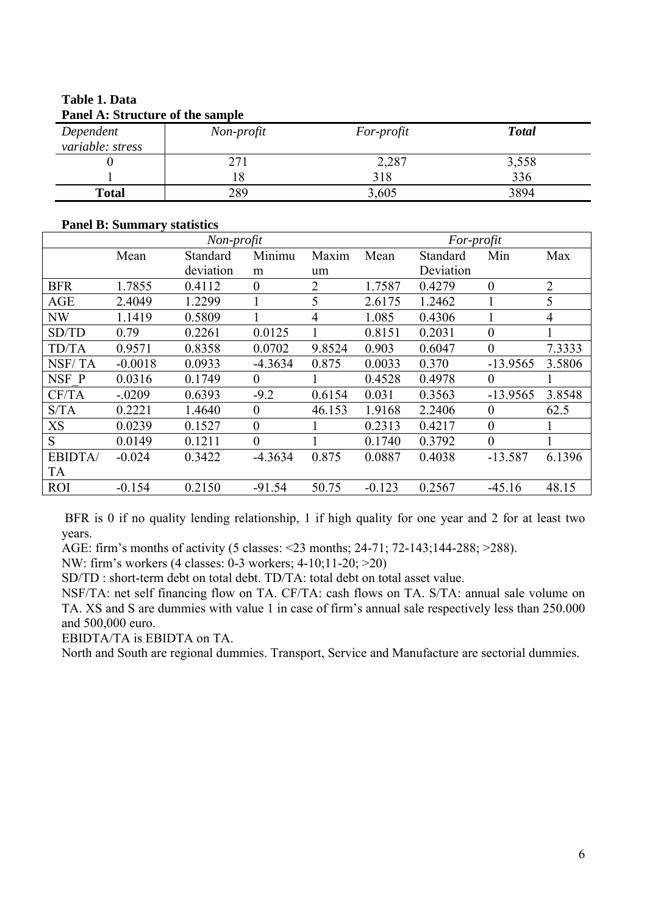**Table 1. Data**

**Panel A: Structure of the sample**

| *Dependent variable: stress* | *Non-profit* | *For-profit* | ***Total*** |
|---|---|---|---|
| 0 | 271 | 2,287 | 3,558 |
| 1 | 18 | 318 | 336 |
| **Total** | 289 | 3,605 | 3894 |

**Panel B: Summary statistics**

| | *Non-profit* | | | | *For-profit* | | | |
|---|---|---|---|---|---|---|---|---|
| | Mean | Standard deviation | Minimum | Maximum | Mean | Standard Deviation | Min | Max |
| BFR | 1.7855 | 0.4112 | 0 | 2 | 1.7587 | 0.4279 | 0 | 2 |
| AGE | 2.4049 | 1.2299 | 1 | 5 | 2.6175 | 1.2462 | 1 | 5 |
| NW | 1.1419 | 0.5809 | 1 | 4 | 1.085 | 0.4306 | 1 | 4 |
| SD/TD | 0.79 | 0.2261 | 0.0125 | 1 | 0.8151 | 0.2031 | 0 | 1 |
| TD/TA | 0.9571 | 0.8358 | 0.0702 | 9.8524 | 0.903 | 0.6047 | 0 | 7.3333 |
| NSF/ TA | -0.0018 | 0.0933 | -4.3634 | 0.875 | 0.0033 | 0.370 | -13.9565 | 3.5806 |
| NSF_P | 0.0316 | 0.1749 | 0 | 1 | 0.4528 | 0.4978 | 0 | 1 |
| CF/TA | -.0209 | 0.6393 | -9.2 | 0.6154 | 0.031 | 0.3563 | -13.9565 | 3.8548 |
| S/TA | 0.2221 | 1.4640 | 0 | 46.153 | 1.9168 | 2.2406 | 0 | 62.5 |
| XS | 0.0239 | 0.1527 | 0 | 1 | 0.2313 | 0.4217 | 0 | 1 |
| S | 0.0149 | 0.1211 | 0 | 1 | 0.1740 | 0.3792 | 0 | 1 |
| EBIDTA/ TA | -0.024 | 0.3422 | -4.3634 | 0.875 | 0.0887 | 0.4038 | -13.587 | 6.1396 |
| ROI | -0.154 | 0.2150 | -91.54 | 50.75 | -0.123 | 0.2567 | -45.16 | 48.15 |

BFR is 0 if no quality lending relationship, 1 if high quality for one year and 2 for at least two years.

AGE: firm's months of activity (5 classes: <23 months; 24-71; 72-143;144-288; >288).

NW: firm's workers (4 classes: 0-3 workers; 4-10;11-20; >20)

SD/TD : short-term debt on total debt. TD/TA: total debt on total asset value.

NSF/TA: net self financing flow on TA. CF/TA: cash flows on TA. S/TA: annual sale volume on TA. XS and S are dummies with value 1 in case of firm's annual sale respectively less than 250.000 and 500,000 euro.

EBIDTA/TA is EBIDTA on TA.

North and South are regional dummies. Transport, Service and Manufacture are sectorial dummies.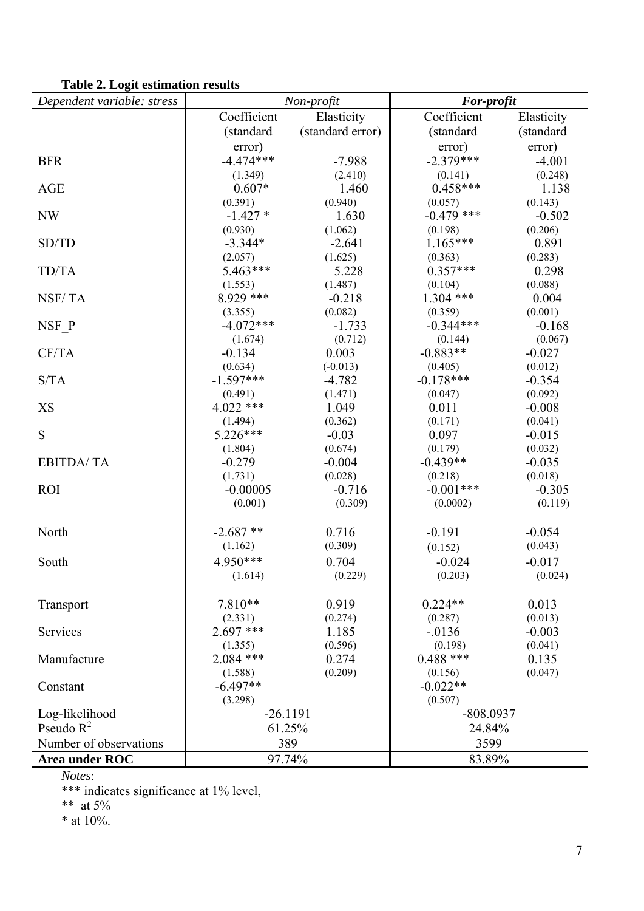**Table 2. Logit estimation results**

| *Dependent variable: stress* | *Non-profit* | | ***For-profit*** | |
|---|---|---|---|---|
| | Coefficient (standard error) | Elasticity (standard error) | Coefficient (standard error) | Elasticity (standard error) |
| BFR | -4.474*** | -7.988 | -2.379*** | -4.001 |
| | (1.349) | (2.410) | (0.141) | (0.248) |
| AGE | 0.607* | 1.460 | 0.458*** | 1.138 |
| | (0.391) | (0.940) | (0.057) | (0.143) |
| NW | -1.427 * | 1.630 | -0.479 *** | -0.502 |
| | (0.930) | (1.062) | (0.198) | (0.206) |
| SD/TD | -3.344* | -2.641 | 1.165*** | 0.891 |
| | (2.057) | (1.625) | (0.363) | (0.283) |
| TD/TA | 5.463*** | 5.228 | 0.357*** | 0.298 |
| | (1.553) | (1.487) | (0.104) | (0.088) |
| NSF/ TA | 8.929 *** | -0.218 | 1.304 *** | 0.004 |
| | (3.355) | (0.082) | (0.359) | (0.001) |
| NSF_P | -4.072*** | -1.733 | -0.344*** | -0.168 |
| | (1.674) | (0.712) | (0.144) | (0.067) |
| CF/TA | -0.134 | 0.003 | -0.883** | -0.027 |
| | (0.634) | (-0.013) | (0.405) | (0.012) |
| S/TA | -1.597*** | -4.782 | -0.178*** | -0.354 |
| | (0.491) | (1.471) | (0.047) | (0.092) |
| XS | 4.022 *** | 1.049 | 0.011 | -0.008 |
| | (1.494) | (0.362) | (0.171) | (0.041) |
| S | 5.226*** | -0.03 | 0.097 | -0.015 |
| | (1.804) | (0.674) | (0.179) | (0.032) |
| EBITDA/ TA | -0.279 | -0.004 | -0.439** | -0.035 |
| | (1.731) | (0.028) | (0.218) | (0.018) |
| ROI | -0.00005 | -0.716 | -0.001*** | -0.305 |
| | (0.001) | (0.309) | (0.0002) | (0.119) |
| North | -2.687 ** | 0.716 | -0.191 | -0.054 |
| | (1.162) | (0.309) | (0.152) | (0.043) |
| South | 4.950*** | 0.704 | -0.024 | -0.017 |
| | (1.614) | (0.229) | (0.203) | (0.024) |
| Transport | 7.810** | 0.919 | 0.224** | 0.013 |
| | (2.331) | (0.274) | (0.287) | (0.013) |
| Services | 2.697 *** | 1.185 | -.0136 | -0.003 |
| | (1.355) | (0.596) | (0.198) | (0.041) |
| Manufacture | 2.084 *** | 0.274 | 0.488 *** | 0.135 |
| | (1.588) | (0.209) | (0.156) | (0.047) |
| Constant | -6.497** | | -0.022** | |
| | (3.298) | | (0.507) | |
| Log-likelihood | -26.1191 | | -808.0937 | |
| Pseudo $R^2$ | 61.25% | | 24.84% | |
| Number of observations | 389 | | 3599 | |
| **Area under ROC** | 97.74% | | 83.89% | |

*Notes*:

*** indicates significance at 1% level,

** at 5%

* at 10%.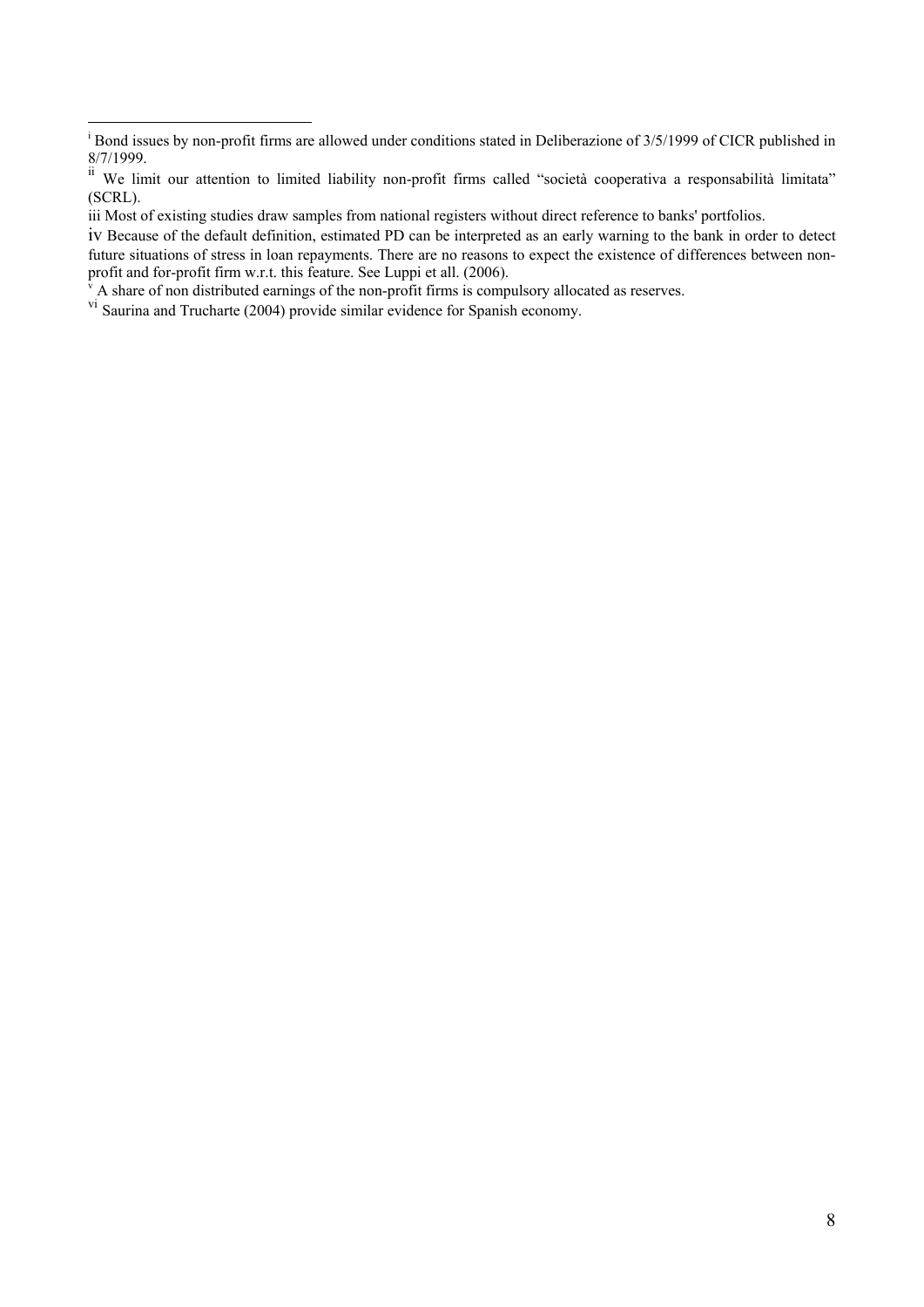[i] Bond issues by non-profit firms are allowed under conditions stated in Deliberazione of 3/5/1999 of CICR published in 8/7/1999.

[ii] We limit our attention to limited liability non-profit firms called "società cooperativa a responsabilità limitata" (SCRL).

iii Most of existing studies draw samples from national registers without direct reference to banks' portfolios.

iv Because of the default definition, estimated PD can be interpreted as an early warning to the bank in order to detect future situations of stress in loan repayments. There are no reasons to expect the existence of differences between non-profit and for-profit firm w.r.t. this feature. See Luppi et all. (2006).

[v] A share of non distributed earnings of the non-profit firms is compulsory allocated as reserves.

[vi] Saurina and Trucharte (2004) provide similar evidence for Spanish economy.